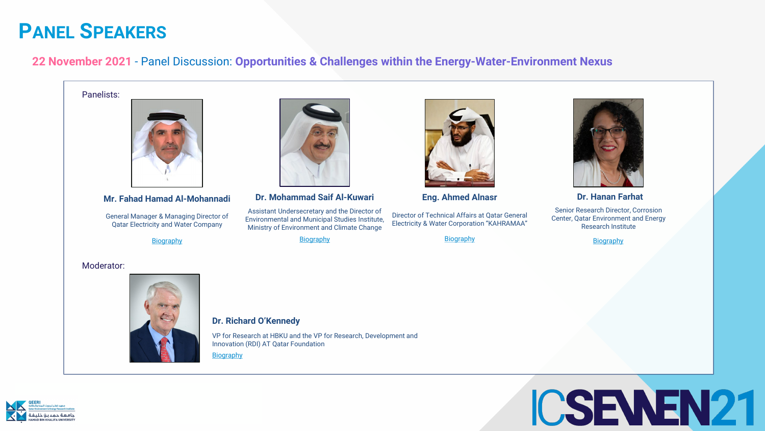# Panel Speakers

**22 November 2021** - Panel Discussion: **Opportunities & Challenges within the Energy-Water-Environment Nexus**

Panelists:

**Mr. Fahad Hamad Al-Mohannadi**

General Manager & Managing Director of Qatar Electricity and Water Company

Biography

**Dr. Mohammad Saif Al-Kuwari**

Assistant Undersecretary and the Director of Environmental and Municipal Studies Institute, Ministry of Environment and Climate Change

Biography

**Eng. Ahmed Alnasr**

Director of Technical Affairs at Qatar General Electricity & Water Corporation "KAHRAMAA"

Biography

**Dr. Hanan Farhat**

Senior Research Director, Corrosion Center, Qatar Environment and Energy Research Institute

Biography

Moderator:

**Dr. Richard O'Kennedy**

VP for Research at HBKU and the VP for Research, Development and Innovation (RDI) AT Qatar Foundation

Biography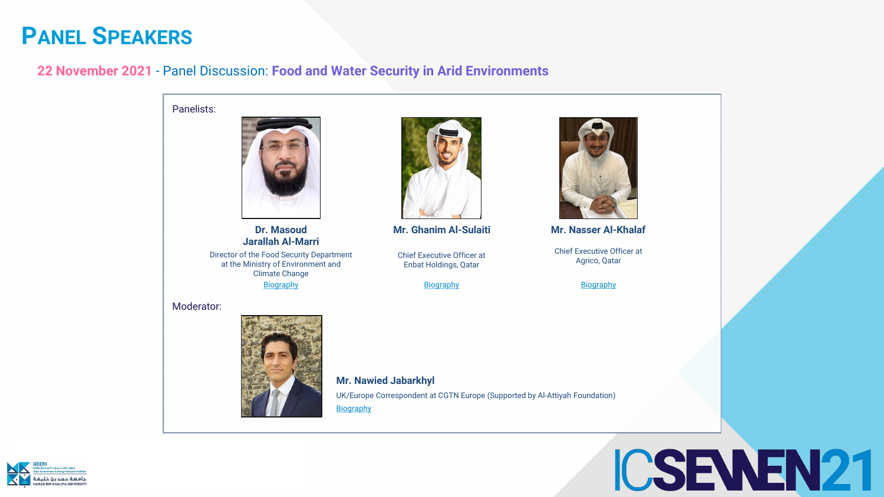# Panel Speakers

**22 November 2021** - Panel Discussion: **Food and Water Security in Arid Environments**

Panelists:

**Dr. Masoud Jarallah Al-Marri**

Director of the Food Security Department at the Ministry of Environment and Climate Change

Biography

**Mr. Ghanim Al-Sulaiti**

Chief Executive Officer at Enbat Holdings, Qatar

Biography

**Mr. Nasser Al-Khalaf**

Chief Executive Officer at Agrico, Qatar

Biography

Moderator:

**Mr. Nawied Jabarkhyl**

UK/Europe Correspondent at CGTN Europe (Supported by Al-Attiyah Foundation)

Biography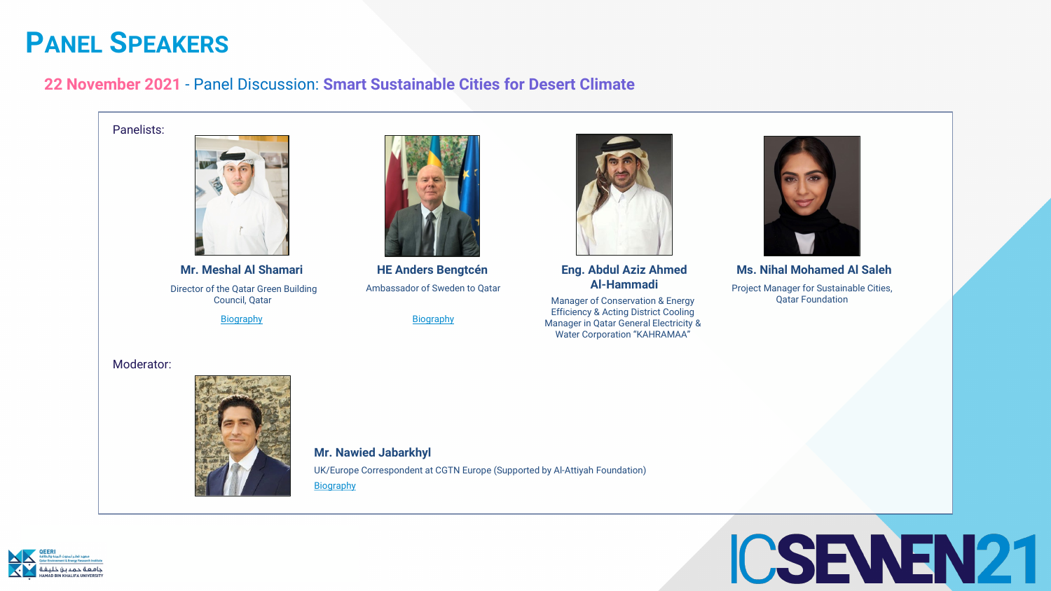# Panel Speakers

## 22 November 2021 - Panel Discussion: **Smart Sustainable Cities for Desert Climate**

Panelists:

**Mr. Meshal Al Shamari**
Director of the Qatar Green Building Council, Qatar
Biography

**HE Anders Bengtcén**
Ambassador of Sweden to Qatar
Biography

**Eng. Abdul Aziz Ahmed Al-Hammadi**
Manager of Conservation & Energy Efficiency & Acting District Cooling Manager in Qatar General Electricity & Water Corporation "KAHRAMAA"

**Ms. Nihal Mohamed Al Saleh**
Project Manager for Sustainable Cities, Qatar Foundation

Moderator:

**Mr. Nawied Jabarkhyl**
UK/Europe Correspondent at CGTN Europe (Supported by Al-Attiyah Foundation)
Biography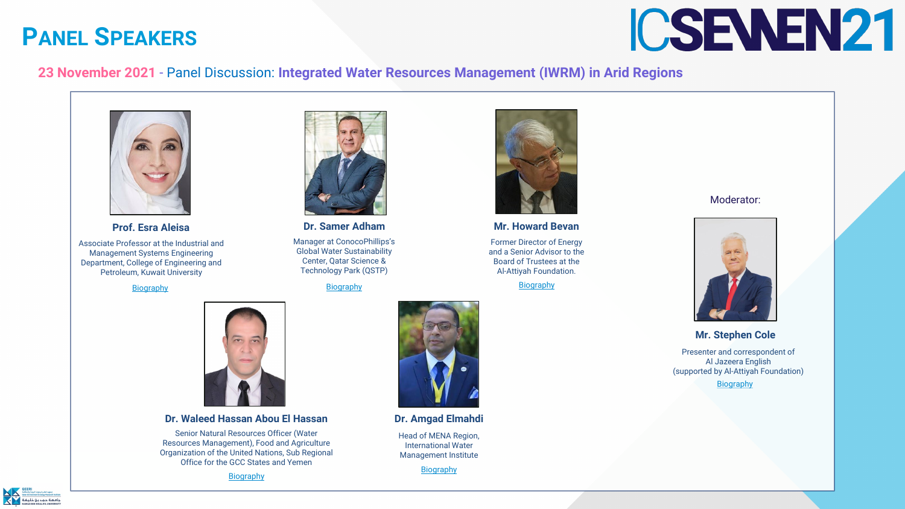# Panel Speakers

ICSEWEN21

**23 November 2021** - Panel Discussion: **Integrated Water Resources Management (IWRM) in Arid Regions**

### Prof. Esra Aleisa

Associate Professor at the Industrial and Management Systems Engineering Department, College of Engineering and Petroleum, Kuwait University

Biography

### Dr. Samer Adham

Manager at ConocoPhillips's Global Water Sustainability Center, Qatar Science & Technology Park (QSTP)

Biography

### Mr. Howard Bevan

Former Director of Energy and a Senior Advisor to the Board of Trustees at the Al-Attiyah Foundation.

Biography

### Dr. Waleed Hassan Abou El Hassan

Senior Natural Resources Officer (Water Resources Management), Food and Agriculture Organization of the United Nations, Sub Regional Office for the GCC States and Yemen

Biography

### Dr. Amgad Elmahdi

Head of MENA Region, International Water Management Institute

Biography

Moderator:

### Mr. Stephen Cole

Presenter and correspondent of Al Jazeera English (supported by Al-Attiyah Foundation)

Biography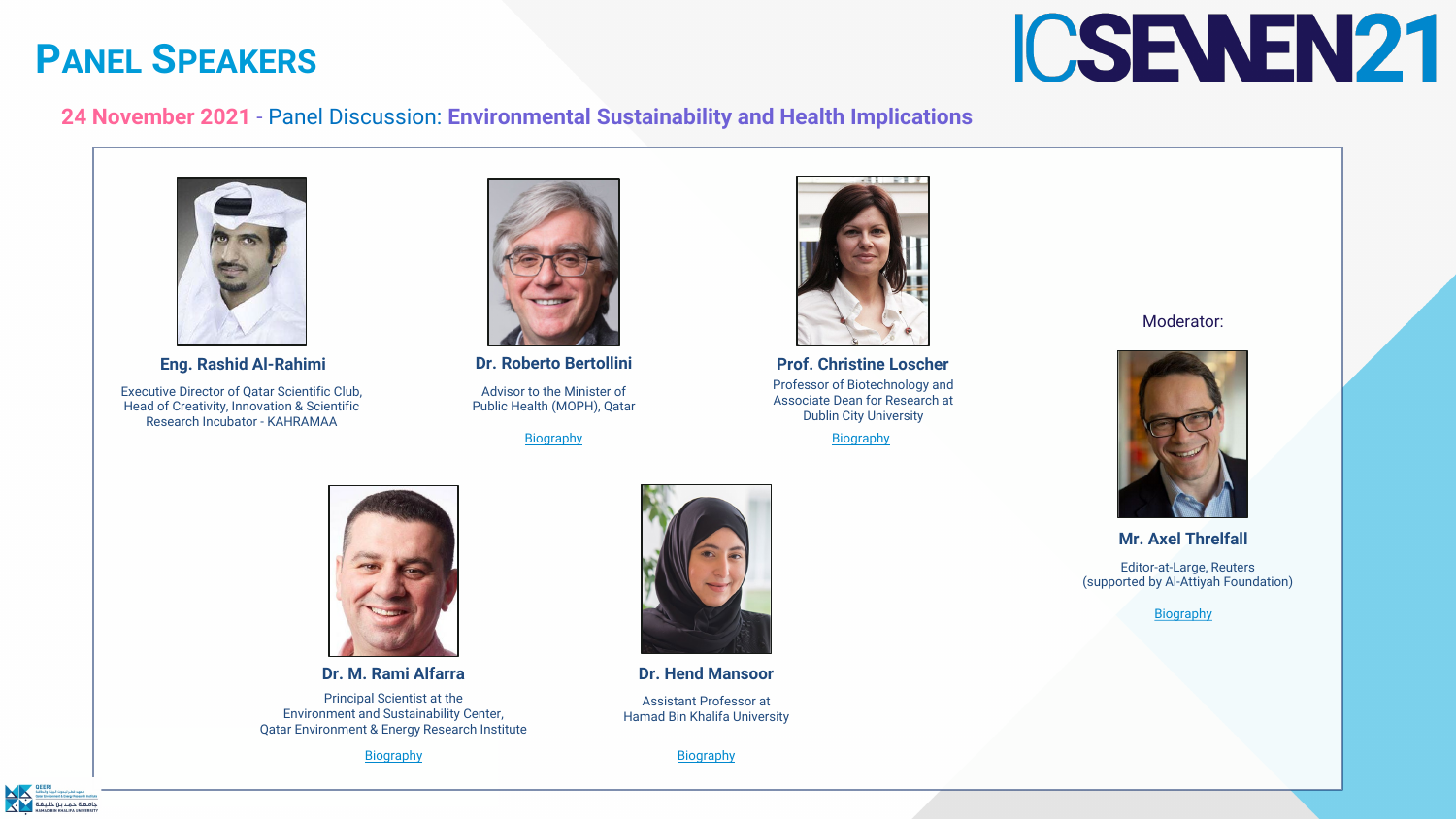# Panel Speakers

ICSEWEN21

**24 November 2021** - Panel Discussion: **Environmental Sustainability and Health Implications**

**Eng. Rashid Al-Rahimi**

Executive Director of Qatar Scientific Club,
Head of Creativity, Innovation & Scientific Research Incubator - KAHRAMAA

**Dr. Roberto Bertollini**

Advisor to the Minister of Public Health (MOPH), Qatar

Biography

**Prof. Christine Loscher**

Professor of Biotechnology and Associate Dean for Research at Dublin City University

Biography

**Dr. M. Rami Alfarra**

Principal Scientist at the Environment and Sustainability Center, Qatar Environment & Energy Research Institute

Biography

**Dr. Hend Mansoor**

Assistant Professor at Hamad Bin Khalifa University

Biography

Moderator:

**Mr. Axel Threlfall**

Editor-at-Large, Reuters
(supported by Al-Attiyah Foundation)

Biography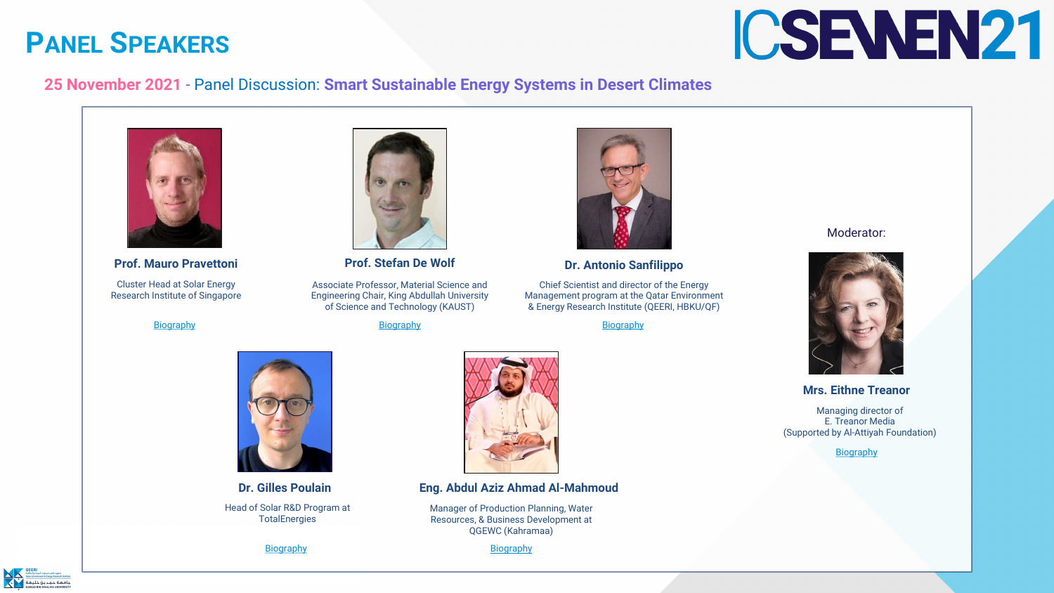# PANEL SPEAKERS

ICSEWEN21

**25 November 2021** - Panel Discussion: **Smart Sustainable Energy Systems in Desert Climates**

**Prof. Mauro Pravettoni**

Cluster Head at Solar Energy Research Institute of Singapore

Biography

**Prof. Stefan De Wolf**

Associate Professor, Material Science and Engineering Chair, King Abdullah University of Science and Technology (KAUST)

Biography

**Dr. Antonio Sanfilippo**

Chief Scientist and director of the Energy Management program at the Qatar Environment & Energy Research Institute (QEERI, HBKU/QF)

Biography

**Dr. Gilles Poulain**

Head of Solar R&D Program at TotalEnergies

Biography

**Eng. Abdul Aziz Ahmad Al-Mahmoud**

Manager of Production Planning, Water Resources, & Business Development at QGEWC (Kahramaa)

Biography

Moderator:

**Mrs. Eithne Treanor**

Managing director of E. Treanor Media (Supported by Al-Attiyah Foundation)

Biography